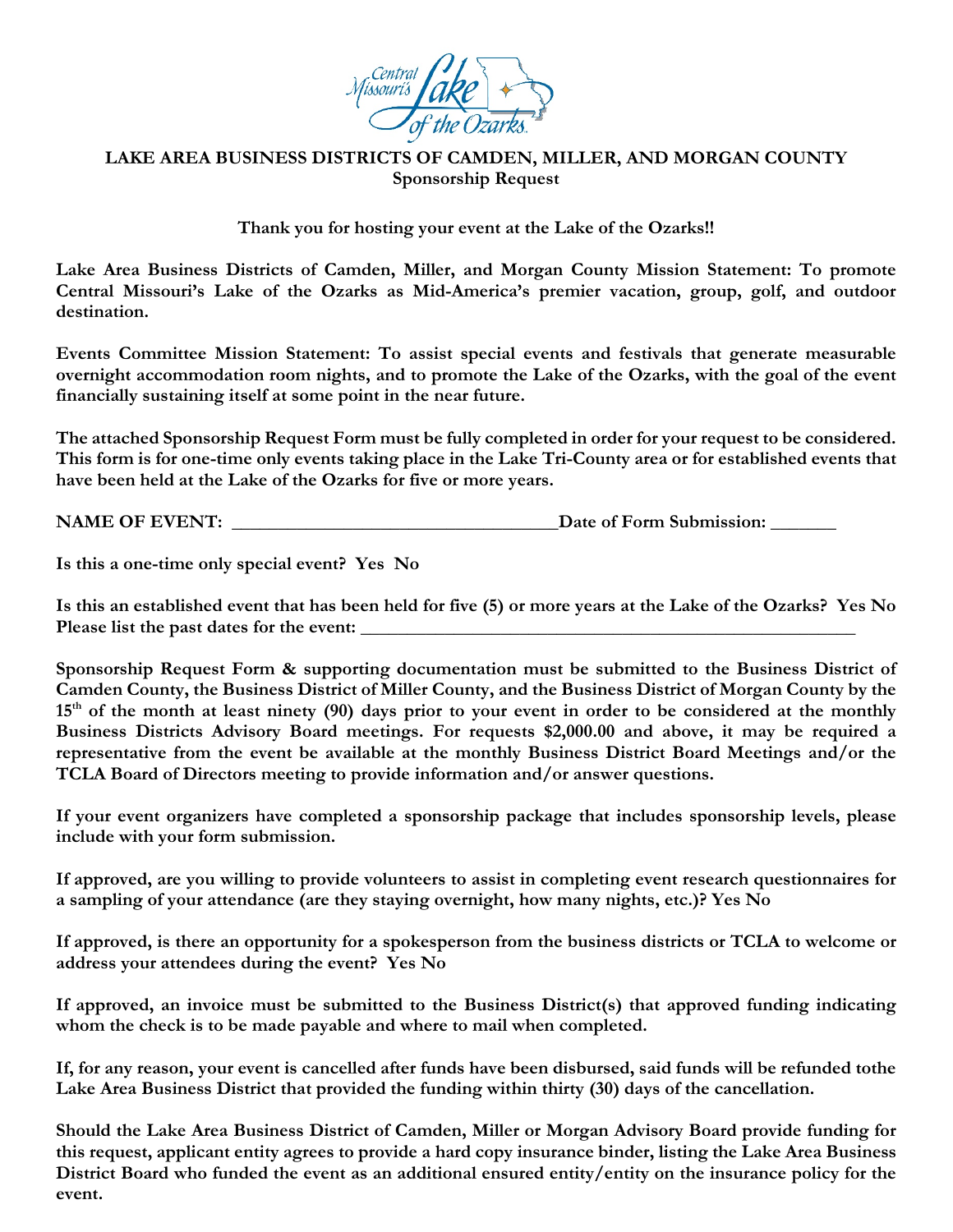**LAKE AREA BUSINESS DISTRICTS OF CAMDEN, MILLER, AND MORGAN COUNTY**
**Sponsorship Request**

**Thank you for hosting your event at the Lake of the Ozarks!!**

**Lake Area Business Districts of Camden, Miller, and Morgan County Mission Statement: To promote Central Missouri's Lake of the Ozarks as Mid-America's premier vacation, group, golf, and outdoor destination.**

**Events Committee Mission Statement: To assist special events and festivals that generate measurable overnight accommodation room nights, and to promote the Lake of the Ozarks, with the goal of the event financially sustaining itself at some point in the near future.**

**The attached Sponsorship Request Form must be fully completed in order for your request to be considered. This form is for one-time only events taking place in the Lake Tri-County area or for established events that have been held at the Lake of the Ozarks for five or more years.**

**NAME OF EVENT: \_\_\_\_\_\_\_\_\_\_\_\_\_\_\_\_\_\_\_\_\_\_\_\_\_\_\_\_\_\_\_\_\_\_Date of Form Submission: \_\_\_\_\_\_\_**

**Is this a one-time only special event? Yes No**

**Is this an established event that has been held for five (5) or more years at the Lake of the Ozarks? Yes No**
**Please list the past dates for the event: \_\_\_\_\_\_\_\_\_\_\_\_\_\_\_\_\_\_\_\_\_\_\_\_\_\_\_\_\_\_\_\_\_\_\_\_\_\_\_\_\_\_\_\_\_\_\_\_\_\_\_\_**

**Sponsorship Request Form & supporting documentation must be submitted to the Business District of Camden County, the Business District of Miller County, and the Business District of Morgan County by the 15th of the month at least ninety (90) days prior to your event in order to be considered at the monthly Business Districts Advisory Board meetings. For requests $2,000.00 and above, it may be required a representative from the event be available at the monthly Business District Board Meetings and/or the TCLA Board of Directors meeting to provide information and/or answer questions.**

**If your event organizers have completed a sponsorship package that includes sponsorship levels, please include with your form submission.**

**If approved, are you willing to provide volunteers to assist in completing event research questionnaires for a sampling of your attendance (are they staying overnight, how many nights, etc.)? Yes No**

**If approved, is there an opportunity for a spokesperson from the business districts or TCLA to welcome or address your attendees during the event? Yes No**

**If approved, an invoice must be submitted to the Business District(s) that approved funding indicating whom the check is to be made payable and where to mail when completed.**

**If, for any reason, your event is cancelled after funds have been disbursed, said funds will be refunded tothe Lake Area Business District that provided the funding within thirty (30) days of the cancellation.**

**Should the Lake Area Business District of Camden, Miller or Morgan Advisory Board provide funding for this request, applicant entity agrees to provide a hard copy insurance binder, listing the Lake Area Business District Board who funded the event as an additional ensured entity/entity on the insurance policy for the event.**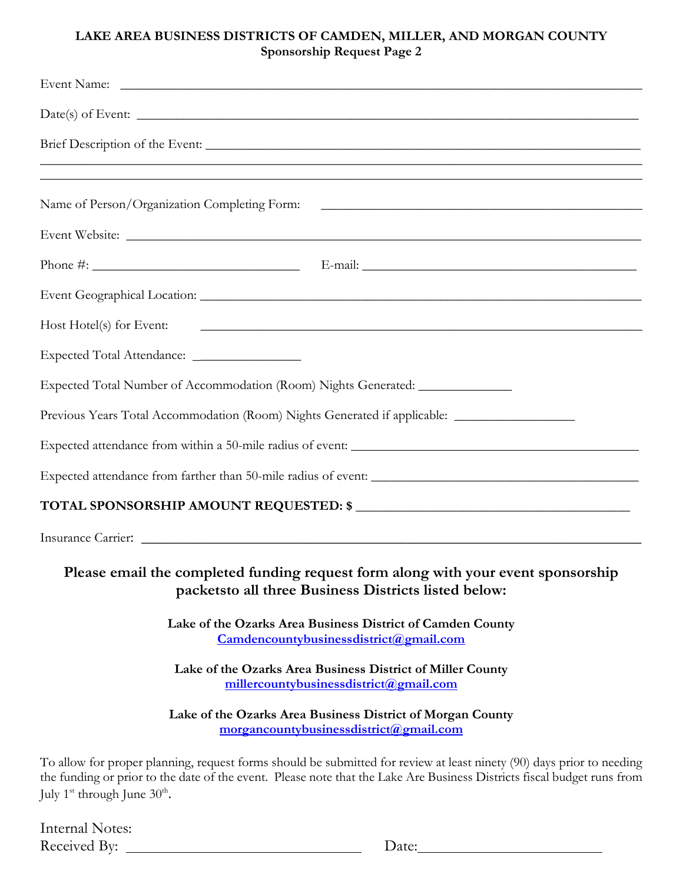**LAKE AREA BUSINESS DISTRICTS OF CAMDEN, MILLER, AND MORGAN COUNTY**
**Sponsorship Request Page 2**

Event Name: ___________________________________________________________________________

Date(s) of Event: ______________________________________________________________________

Brief Description of the Event: _________________________________________________________
_____________________________________________________________________________________
_____________________________________________________________________________________

Name of Person/Organization Completing Form: _________________________________________

Event Website: _________________________________________________________________________

Phone #: ______________________________ E-mail: ______________________________________

Event Geographical Location: ___________________________________________________________

Host Hotel(s) for Event: ________________________________________________________________

Expected Total Attendance: _______________

Expected Total Number of Accommodation (Room) Nights Generated: _____________

Previous Years Total Accommodation (Room) Nights Generated if applicable: _________________

Expected attendance from within a 50-mile radius of event: _________________________________

Expected attendance from farther than 50-mile radius of event: ______________________________

**TOTAL SPONSORSHIP AMOUNT REQUESTED: $** ______________________________________

Insurance Carrier: _____________________________________________________________________

**Please email the completed funding request form along with your event sponsorship packetsto all three Business Districts listed below:**

**Lake of the Ozarks Area Business District of Camden County**
Camdencountybusinessdistrict@gmail.com

**Lake of the Ozarks Area Business District of Miller County**
millercountybusinessdistrict@gmail.com

**Lake of the Ozarks Area Business District of Morgan County**
morgancountybusinessdistrict@gmail.com

To allow for proper planning, request forms should be submitted for review at least ninety (90) days prior to needing the funding or prior to the date of the event. Please note that the Lake Are Business Districts fiscal budget runs from July 1st through June 30th.

Internal Notes:
Received By: ______________________________ Date:________________________